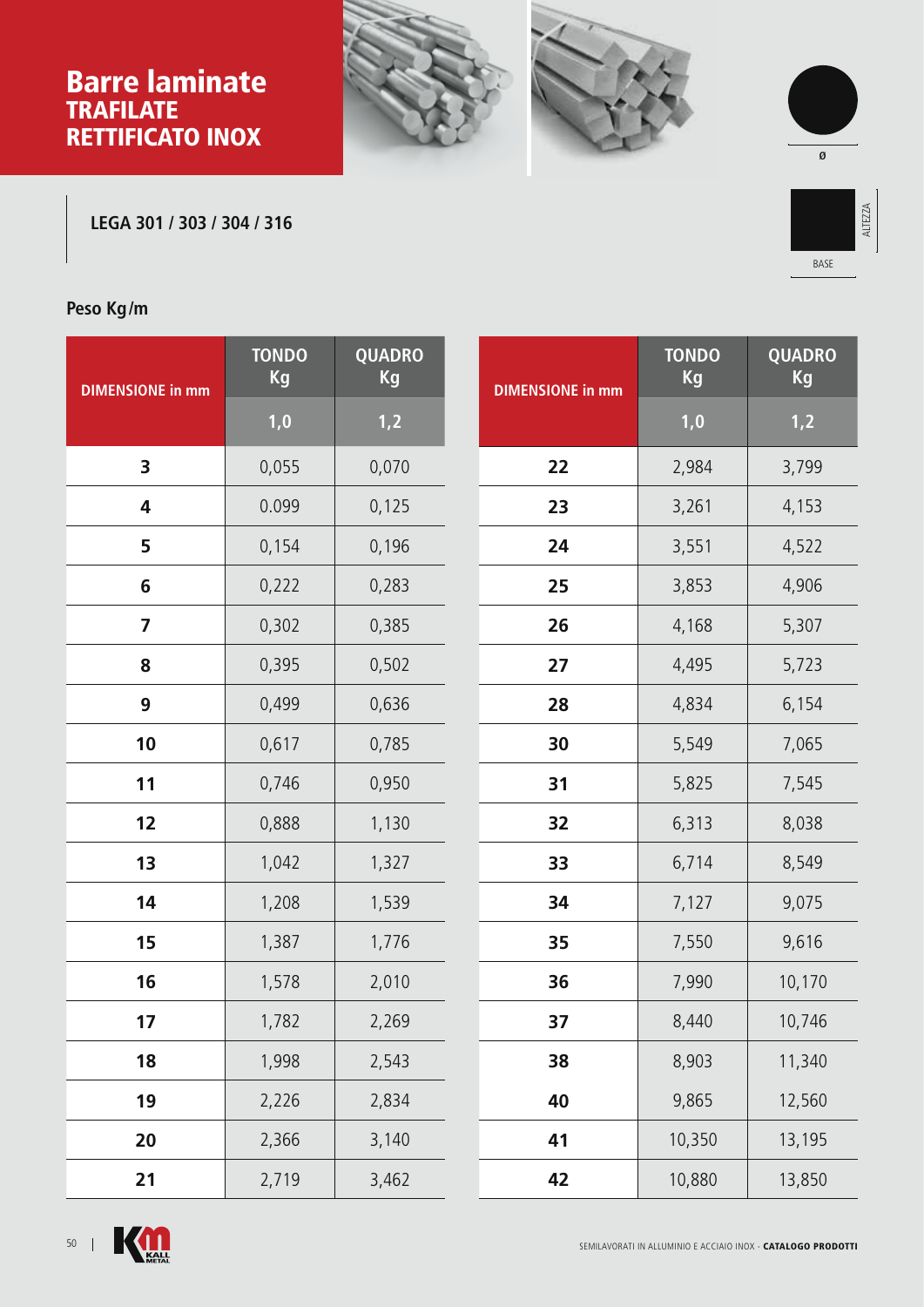# Barre laminate
## TRAFILATE
## RETTIFICATO INOX

**LEGA 301 / 303 / 304 / 316**

ø

BASE

ALTEZZA

**Peso Kg/m**

| DIMENSIONE in mm | TONDO Kg | QUADRO Kg |
|---|---|---|
| | 1,0 | 1,2 |
| **3** | 0,055 | 0,070 |
| **4** | 0.099 | 0,125 |
| **5** | 0,154 | 0,196 |
| **6** | 0,222 | 0,283 |
| **7** | 0,302 | 0,385 |
| **8** | 0,395 | 0,502 |
| **9** | 0,499 | 0,636 |
| **10** | 0,617 | 0,785 |
| **11** | 0,746 | 0,950 |
| **12** | 0,888 | 1,130 |
| **13** | 1,042 | 1,327 |
| **14** | 1,208 | 1,539 |
| **15** | 1,387 | 1,776 |
| **16** | 1,578 | 2,010 |
| **17** | 1,782 | 2,269 |
| **18** | 1,998 | 2,543 |
| **19** | 2,226 | 2,834 |
| **20** | 2,366 | 3,140 |
| **21** | 2,719 | 3,462 |

| DIMENSIONE in mm | TONDO Kg | QUADRO Kg |
|---|---|---|
| | 1,0 | 1,2 |
| **22** | 2,984 | 3,799 |
| **23** | 3,261 | 4,153 |
| **24** | 3,551 | 4,522 |
| **25** | 3,853 | 4,906 |
| **26** | 4,168 | 5,307 |
| **27** | 4,495 | 5,723 |
| **28** | 4,834 | 6,154 |
| **30** | 5,549 | 7,065 |
| **31** | 5,825 | 7,545 |
| **32** | 6,313 | 8,038 |
| **33** | 6,714 | 8,549 |
| **34** | 7,127 | 9,075 |
| **35** | 7,550 | 9,616 |
| **36** | 7,990 | 10,170 |
| **37** | 8,440 | 10,746 |
| **38** | 8,903 | 11,340 |
| **40** | 9,865 | 12,560 |
| **41** | 10,350 | 13,195 |
| **42** | 10,880 | 13,850 |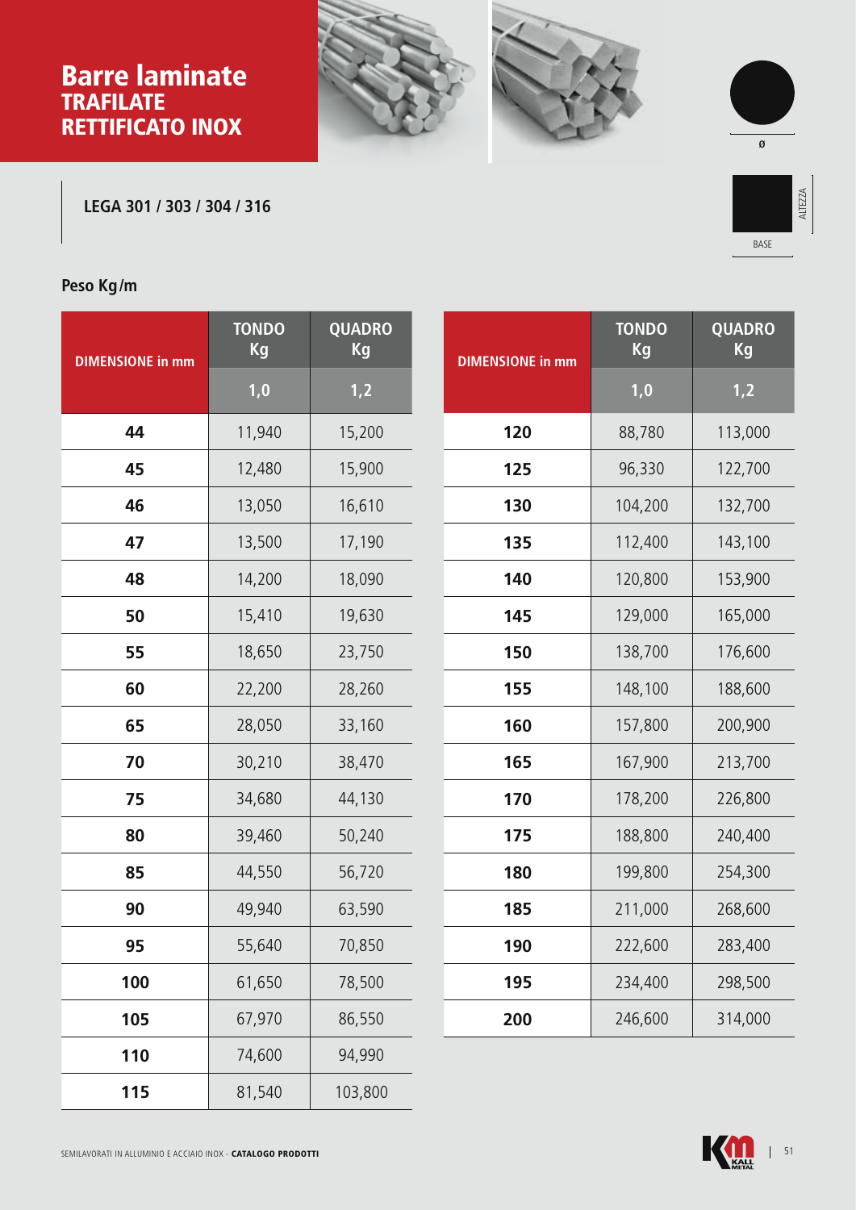# Barre laminate
## TRAFILATE
## RETTIFICATO INOX

ø

ALTEZZA

BASE

**LEGA 301 / 303 / 304 / 316**

**Peso Kg/m**

| DIMENSIONE in mm | TONDO Kg | QUADRO Kg |
|---|---|---|
| | 1,0 | 1,2 |
| **44** | 11,940 | 15,200 |
| **45** | 12,480 | 15,900 |
| **46** | 13,050 | 16,610 |
| **47** | 13,500 | 17,190 |
| **48** | 14,200 | 18,090 |
| **50** | 15,410 | 19,630 |
| **55** | 18,650 | 23,750 |
| **60** | 22,200 | 28,260 |
| **65** | 28,050 | 33,160 |
| **70** | 30,210 | 38,470 |
| **75** | 34,680 | 44,130 |
| **80** | 39,460 | 50,240 |
| **85** | 44,550 | 56,720 |
| **90** | 49,940 | 63,590 |
| **95** | 55,640 | 70,850 |
| **100** | 61,650 | 78,500 |
| **105** | 67,970 | 86,550 |
| **110** | 74,600 | 94,990 |
| **115** | 81,540 | 103,800 |
| **120** | 88,780 | 113,000 |
| **125** | 96,330 | 122,700 |
| **130** | 104,200 | 132,700 |
| **135** | 112,400 | 143,100 |
| **140** | 120,800 | 153,900 |
| **145** | 129,000 | 165,000 |
| **150** | 138,700 | 176,600 |
| **155** | 148,100 | 188,600 |
| **160** | 157,800 | 200,900 |
| **165** | 167,900 | 213,700 |
| **170** | 178,200 | 226,800 |
| **175** | 188,800 | 240,400 |
| **180** | 199,800 | 254,300 |
| **185** | 211,000 | 268,600 |
| **190** | 222,600 | 283,400 |
| **195** | 234,400 | 298,500 |
| **200** | 246,600 | 314,000 |